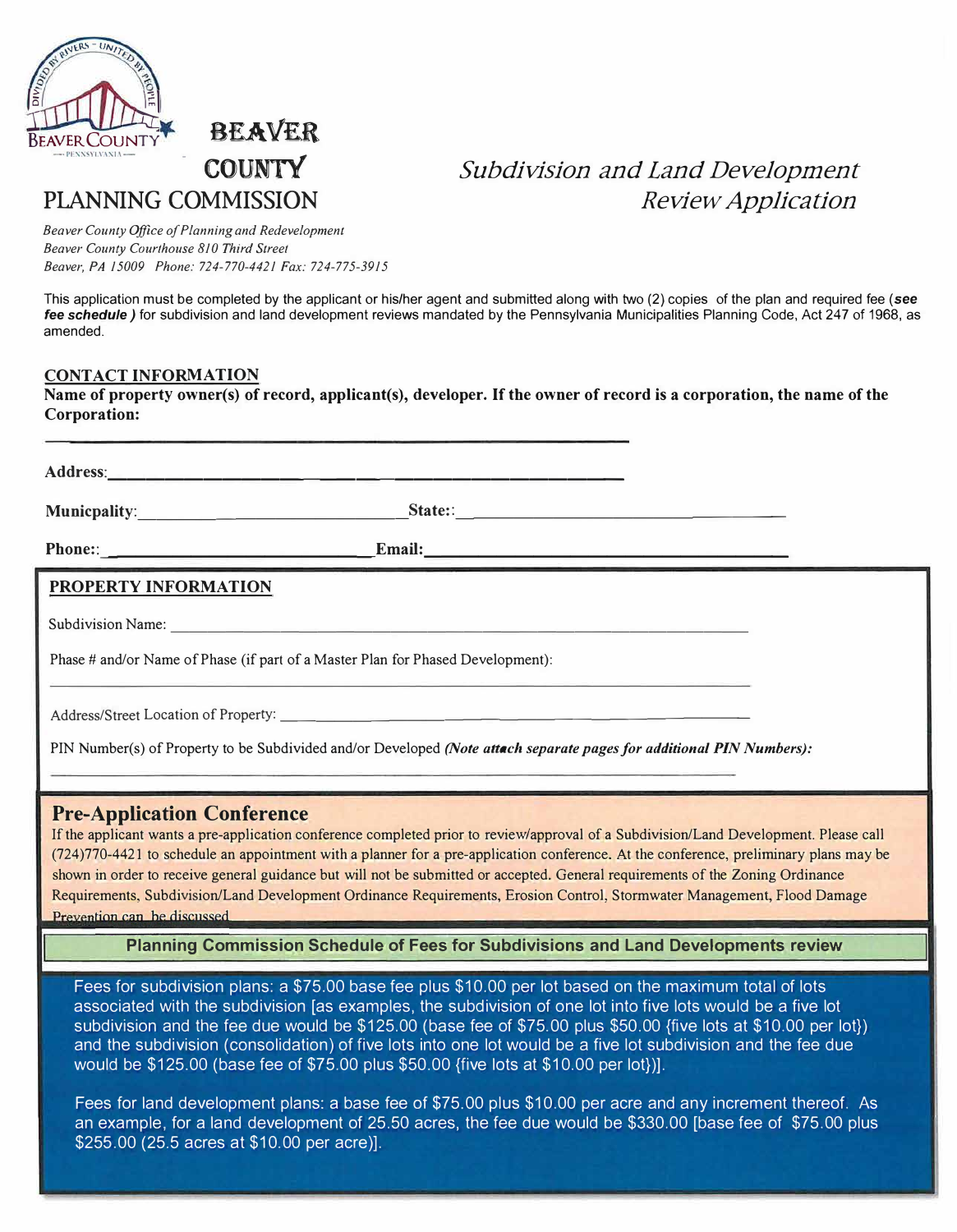# BEAVER COUNTY PLANNING COMMISSION

## *Subdivision and Land Development Review Application*

*Beaver County Office of Planning and Redevelopment*
*Beaver County Courthouse 810 Third Street*
*Beaver, PA 15009 Phone: 724-770-4421 Fax: 724-775-3915*

This application must be completed by the applicant or his/her agent and submitted along with two (2) copies of the plan and required fee (***see fee schedule***) for subdivision and land development reviews mandated by the Pennsylvania Municipalities Planning Code, Act 247 of 1968, as amended.

## CONTACT INFORMATION

**Name of property owner(s) of record, applicant(s), developer. If the owner of record is a corporation, the name of the Corporation:**

______________________________________________

**Address:** ______________________________________________

**Municpality:** ____________________ **State::** ____________________

**Phone::** ____________________ **Email:** ____________________

## PROPERTY INFORMATION

Subdivision Name: ______________________________________________

Phase # and/or Name of Phase (if part of a Master Plan for Phased Development):

______________________________________________

Address/Street Location of Property: ______________________________________________

PIN Number(s) of Property to be Subdivided and/or Developed *(Note attach separate pages for additional PIN Numbers):*

______________________________________________

## Pre-Application Conference

If the applicant wants a pre-application conference completed prior to review/approval of a Subdivision/Land Development. Please call (724)770-4421 to schedule an appointment with a planner for a pre-application conference. At the conference, preliminary plans may be shown in order to receive general guidance but will not be submitted or accepted. General requirements of the Zoning Ordinance Requirements, Subdivision/Land Development Ordinance Requirements, Erosion Control, Stormwater Management, Flood Damage Prevention can be discussed.

## Planning Commission Schedule of Fees for Subdivisions and Land Developments review

Fees for subdivision plans: a $75.00 base fee plus $10.00 per lot based on the maximum total of lots associated with the subdivision [as examples, the subdivision of one lot into five lots would be a five lot subdivision and the fee due would be $125.00 (base fee of $75.00 plus $50.00 {five lots at $10.00 per lot}) and the subdivision (consolidation) of five lots into one lot would be a five lot subdivision and the fee due would be $125.00 (base fee of $75.00 plus $50.00 {five lots at $10.00 per lot})].

Fees for land development plans: a base fee of $75.00 plus $10.00 per acre and any increment thereof. As an example, for a land development of 25.50 acres, the fee due would be $330.00 [base fee of $75.00 plus $255.00 (25.5 acres at $10.00 per acre)].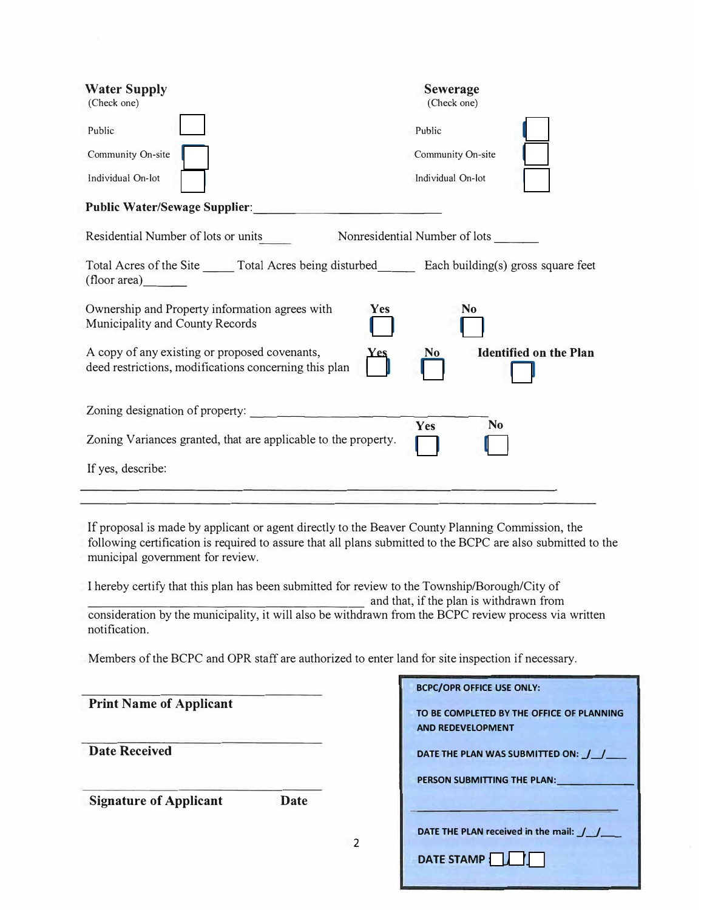**Water Supply**
(Check one)

Public ☐

Community On-site ☐

Individual On-lot ☐

**Sewerage**
(Check one)

Public ☐

Community On-site ☐

Individual On-lot ☐

**Public Water/Sewage Supplier:** ______________________________

Residential Number of lots or units _____ Nonresidential Number of lots _______

Total Acres of the Site _____ Total Acres being disturbed______ Each building(s) gross square feet (floor area)_______

Ownership and Property information agrees with Municipality and County Records **Yes** ☐ **No** ☐

A copy of any existing or proposed covenants, deed restrictions, modifications concerning this plan **Yes** ☐ **No** ☐ **Identified on the Plan** ☐

Zoning designation of property: ______________________________

Zoning Variances granted, that are applicable to the property. **Yes** ☐ **No** ☐

If yes, describe:

______________________________________________________________________

______________________________________________________________________

If proposal is made by applicant or agent directly to the Beaver County Planning Commission, the following certification is required to assure that all plans submitted to the BCPC are also submitted to the municipal government for review.

I hereby certify that this plan has been submitted for review to the Township/Borough/City of ______________________________ and that, if the plan is withdrawn from consideration by the municipality, it will also be withdrawn from the BCPC review process via written notification.

Members of the BCPC and OPR staff are authorized to enter land for site inspection if necessary.

______________________________
**Print Name of Applicant**

______________________________
**Date Received**

______________________________
**Signature of Applicant** **Date**

**BCPC/OPR OFFICE USE ONLY:**

**TO BE COMPLETED BY THE OFFICE OF PLANNING AND REDEVELOPMENT**

**DATE THE PLAN WAS SUBMITTED ON: _/_/___**

**PERSON SUBMITTING THE PLAN:** ______________

______________________________

**DATE THE PLAN received in the mail: _/_/___**

**DATE STAMP** ☐/☐/☐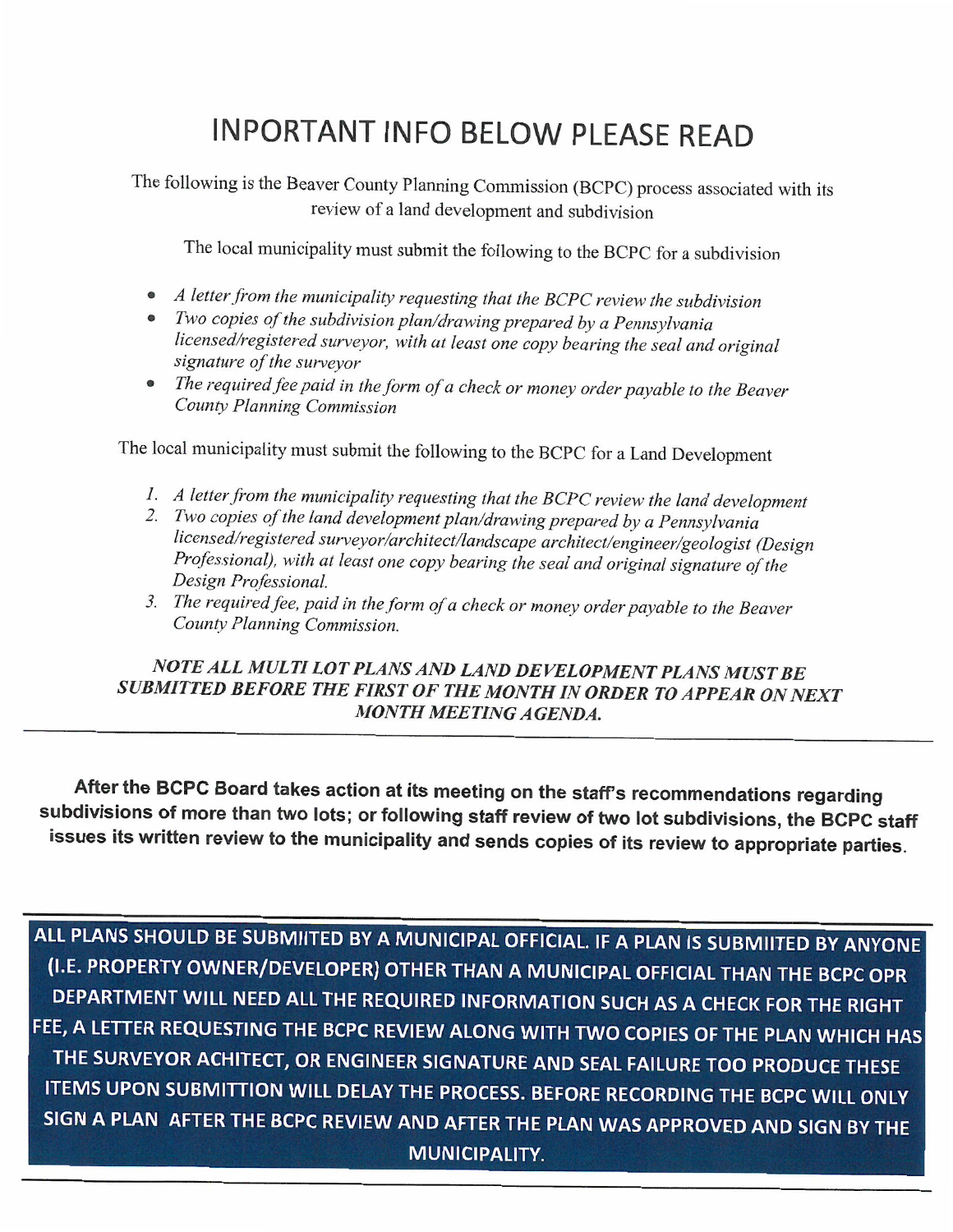# INPORTANT INFO BELOW PLEASE READ

The following is the Beaver County Planning Commission (BCPC) process associated with its review of a land development and subdivision

The local municipality must submit the following to the BCPC for a subdivision

- *A letter from the municipality requesting that the BCPC review the subdivision*
- *Two copies of the subdivision plan/drawing prepared by a Pennsylvania licensed/registered surveyor, with at least one copy bearing the seal and original signature of the surveyor*
- *The required fee paid in the form of a check or money order payable to the Beaver County Planning Commission*

The local municipality must submit the following to the BCPC for a Land Development

1. *A letter from the municipality requesting that the BCPC review the land development*
2. *Two copies of the land development plan/drawing prepared by a Pennsylvania licensed/registered surveyor/architect/landscape architect/engineer/geologist (Design Professional), with at least one copy bearing the seal and original signature of the Design Professional.*
3. *The required fee, paid in the form of a check or money order payable to the Beaver County Planning Commission.*

***NOTE ALL MULTI LOT PLANS AND LAND DEVELOPMENT PLANS MUST BE SUBMITTED BEFORE THE FIRST OF THE MONTH IN ORDER TO APPEAR ON NEXT MONTH MEETING AGENDA.***

---

**After the BCPC Board takes action at its meeting on the staff's recommendations regarding subdivisions of more than two lots; or following staff review of two lot subdivisions, the BCPC staff issues its written review to the municipality and sends copies of its review to appropriate parties.**

---

**ALL PLANS SHOULD BE SUBMIITED BY A MUNICIPAL OFFICIAL. IF A PLAN IS SUBMIITED BY ANYONE (I.E. PROPERTY OWNER/DEVELOPER) OTHER THAN A MUNICIPAL OFFICIAL THAN THE BCPC OPR DEPARTMENT WILL NEED ALL THE REQUIRED INFORMATION SUCH AS A CHECK FOR THE RIGHT FEE, A LETTER REQUESTING THE BCPC REVIEW ALONG WITH TWO COPIES OF THE PLAN WHICH HAS THE SURVEYOR ACHITECT, OR ENGINEER SIGNATURE AND SEAL FAILURE TOO PRODUCE THESE ITEMS UPON SUBMITTION WILL DELAY THE PROCESS. BEFORE RECORDING THE BCPC WILL ONLY SIGN A PLAN AFTER THE BCPC REVIEW AND AFTER THE PLAN WAS APPROVED AND SIGN BY THE MUNICIPALITY.**